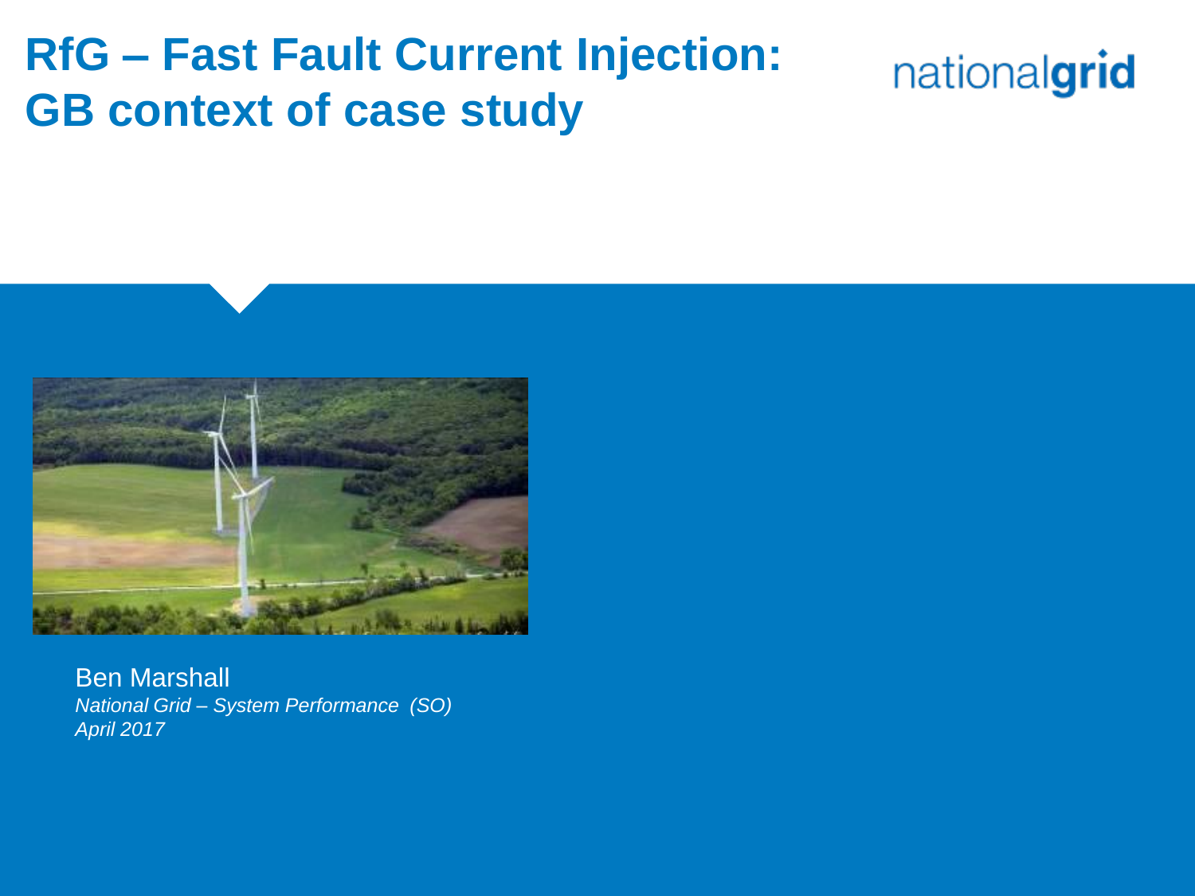# RfG – Fast Fault Current Injection: GB context of case study

nationalgrid

Ben Marshall

*National Grid – System Performance (SO)*

*April 2017*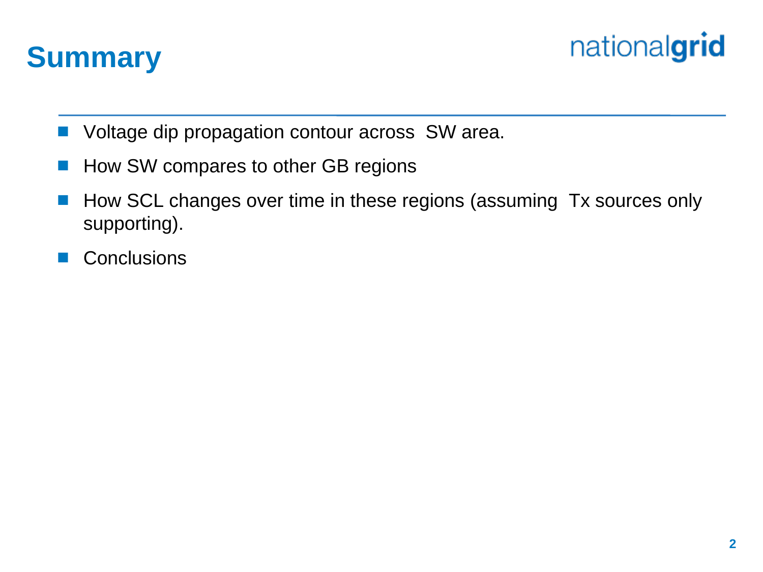# Summary

- Voltage dip propagation contour across SW area.
- How SW compares to other GB regions
- How SCL changes over time in these regions (assuming Tx sources only supporting).
- Conclusions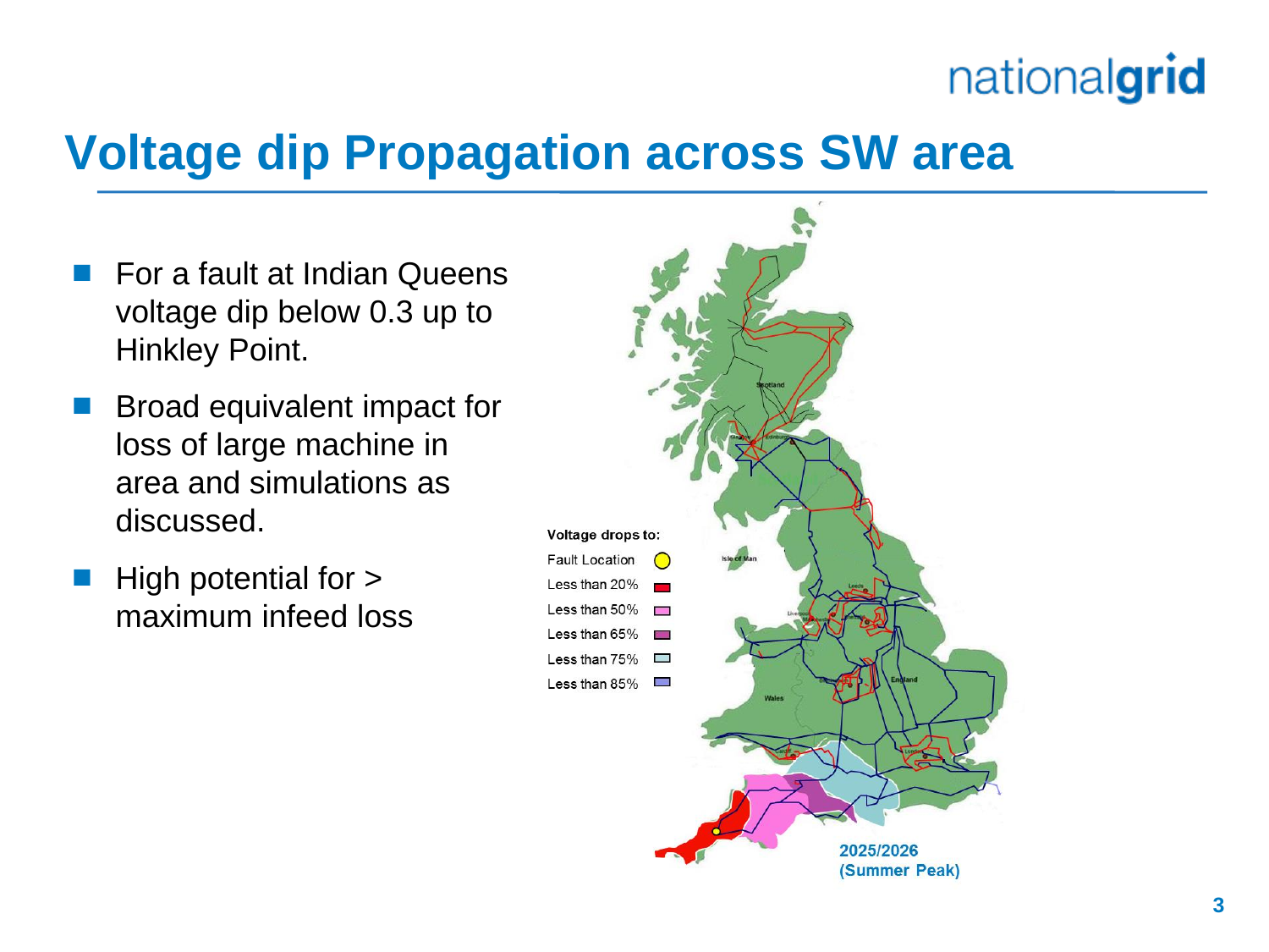# Voltage dip Propagation across SW area

- For a fault at Indian Queens voltage dip below 0.3 up to Hinkley Point.
- Broad equivalent impact for loss of large machine in area and simulations as discussed.
- High potential for > maximum infeed loss

**Voltage drops to:**

- Fault Location
- Less than 20%
- Less than 50%
- Less than 65%
- Less than 75%
- Less than 85%

**2025/2026 (Summer Peak)**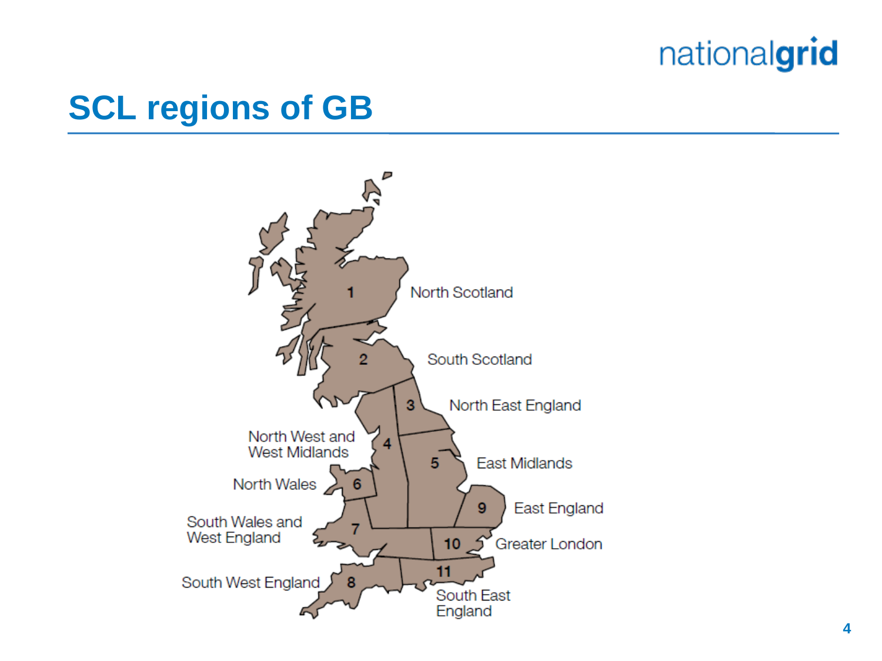# SCL regions of GB

1. North Scotland
2. South Scotland
3. North East England
4. North West and West Midlands
5. East Midlands
6. North Wales
7. South Wales and West England
8. South West England
9. East England
10. Greater London
11. South East England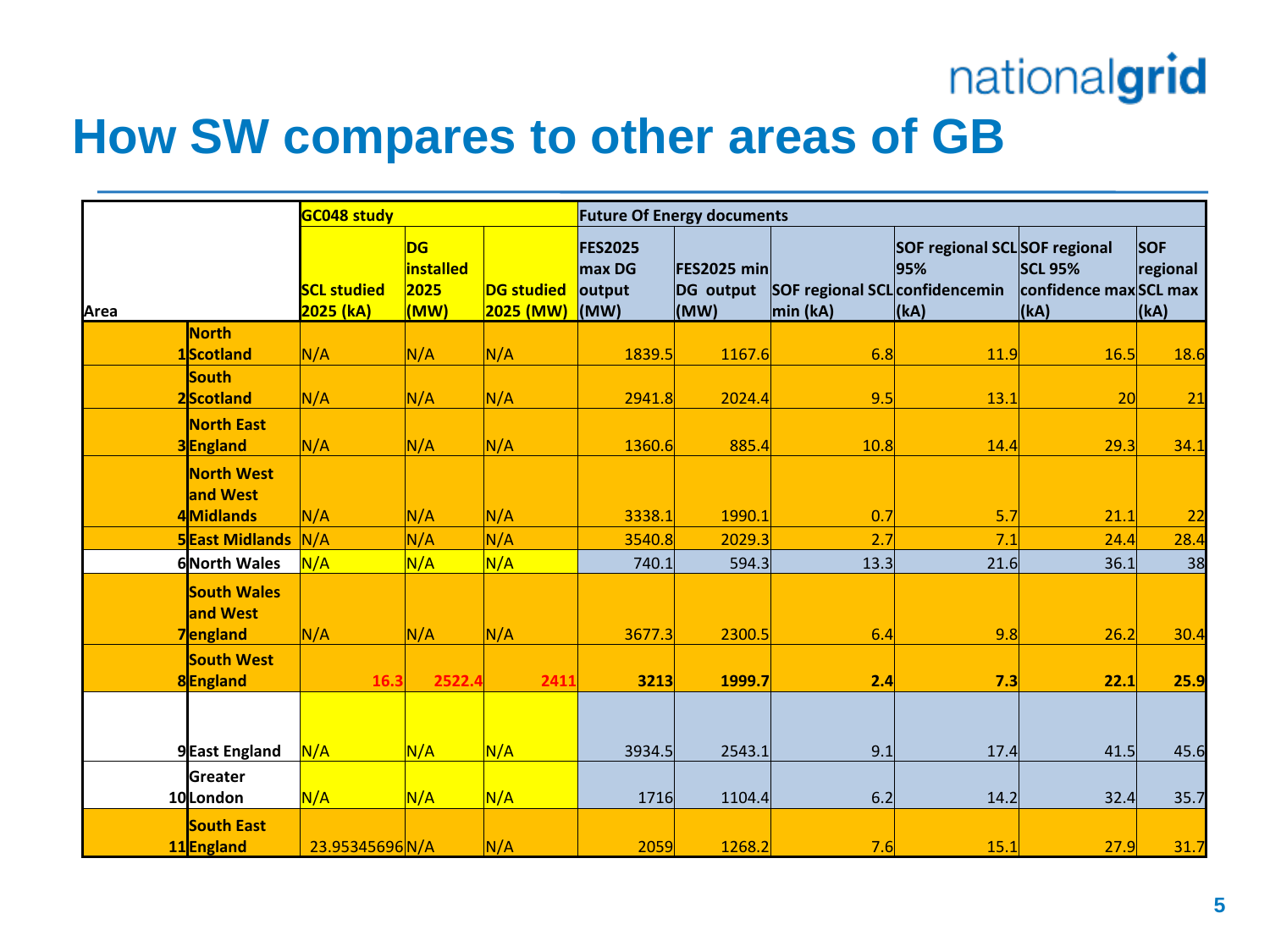# How SW compares to other areas of GB

| Area | | GC048 study | | | Future Of Energy documents | | | | | |
|---|---|---|---|---|---|---|---|---|---|---|
| | | SCL studied 2025 (kA) | DG installed 2025 (MW) | DG studied 2025 (MW) | FES2025 max DG output (MW) | FES2025 min DG output (MW) | SOF regional SCL min (kA) | SOF regional SCL 95% confidencemin (kA) | SOF regional SCL 95% confidence max (kA) | SOF regional SCL max (kA) |
| 1 | North Scotland | N/A | N/A | N/A | 1839.5 | 1167.6 | 6.8 | 11.9 | 16.5 | 18.6 |
| 2 | South Scotland | N/A | N/A | N/A | 2941.8 | 2024.4 | 9.5 | 13.1 | 20 | 21 |
| 3 | North East England | N/A | N/A | N/A | 1360.6 | 885.4 | 10.8 | 14.4 | 29.3 | 34.1 |
| 4 | North West and West Midlands | N/A | N/A | N/A | 3338.1 | 1990.1 | 0.7 | 5.7 | 21.1 | 22 |
| 5 | East Midlands | N/A | N/A | N/A | 3540.8 | 2029.3 | 2.7 | 7.1 | 24.4 | 28.4 |
| 6 | North Wales | N/A | N/A | N/A | 740.1 | 594.3 | 13.3 | 21.6 | 36.1 | 38 |
| 7 | South Wales and West england | N/A | N/A | N/A | 3677.3 | 2300.5 | 6.4 | 9.8 | 26.2 | 30.4 |
| 8 | South West England | 16.3 | 2522.4 | 2411 | 3213 | 1999.7 | 2.4 | 7.3 | 22.1 | 25.9 |
| 9 | East England | N/A | N/A | N/A | 3934.5 | 2543.1 | 9.1 | 17.4 | 41.5 | 45.6 |
| 10 | Greater London | N/A | N/A | N/A | 1716 | 1104.4 | 6.2 | 14.2 | 32.4 | 35.7 |
| 11 | South East England | 23.95345696 | N/A | N/A | 2059 | 1268.2 | 7.6 | 15.1 | 27.9 | 31.7 |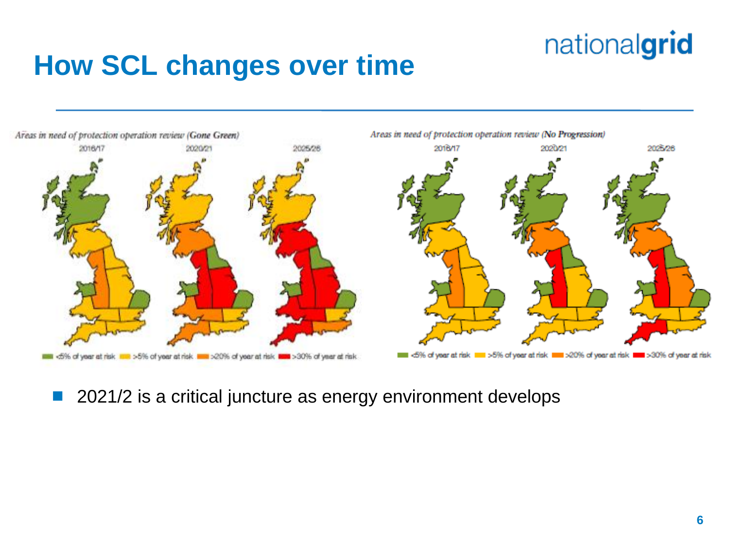# How SCL changes over time

*Areas in need of protection operation review (Gone Green)*

2016/17 | 2020/21 | 2025/26

<5% of year at risk | >5% of year at risk | >20% of year at risk | >30% of year at risk

*Areas in need of protection operation review (No Progression)*

2016/17 | 2020/21 | 2025/26

<5% of year at risk | >5% of year at risk | >20% of year at risk | >30% of year at risk

- 2021/2 is a critical juncture as energy environment develops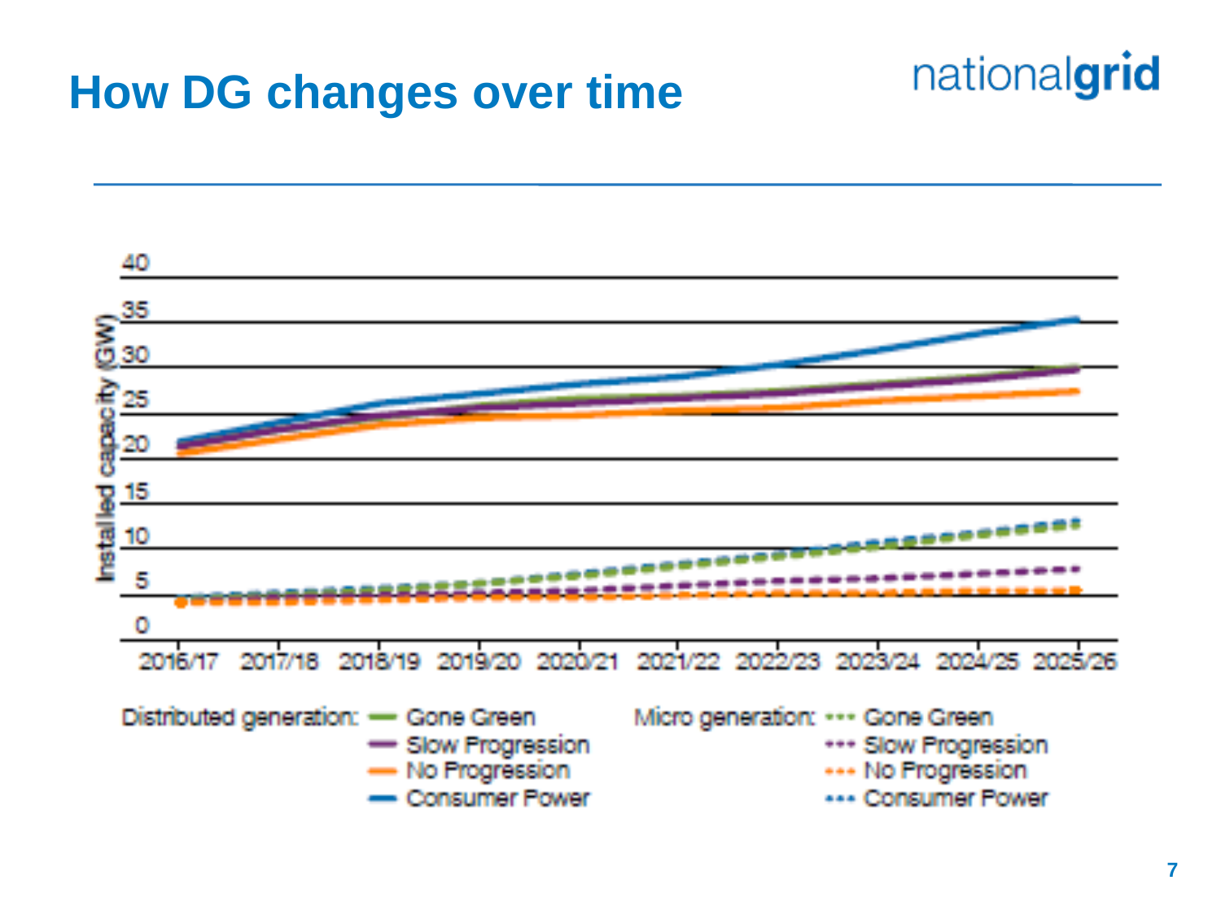# How DG changes over time

Installed capacity (GW)

40
35
30
25
20
15
10
5
0

2016/17 2017/18 2018/19 2019/20 2020/21 2021/22 2022/23 2023/24 2024/25 2025/26

Distributed generation: Gone Green, Slow Progression, No Progression, Consumer Power

Micro generation: Gone Green, Slow Progression, No Progression, Consumer Power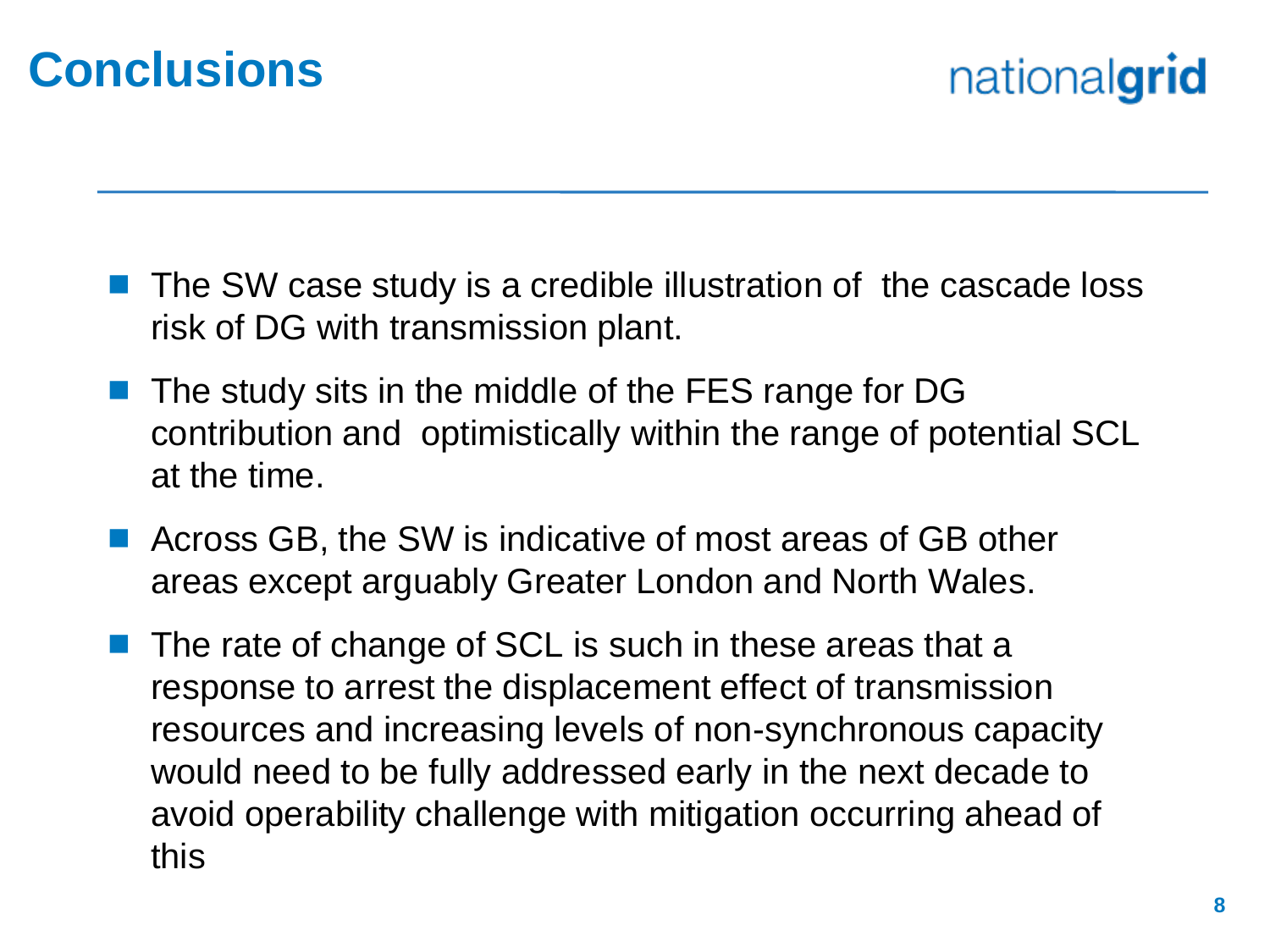# Conclusions

- The SW case study is a credible illustration of  the cascade loss risk of DG with transmission plant.
- The study sits in the middle of the FES range for DG contribution and  optimistically within the range of potential SCL at the time.
- Across GB, the SW is indicative of most areas of GB other areas except arguably Greater London and North Wales.
- The rate of change of SCL is such in these areas that a response to arrest the displacement effect of transmission resources and increasing levels of non-synchronous capacity would need to be fully addressed early in the next decade to avoid operability challenge with mitigation occurring ahead of this